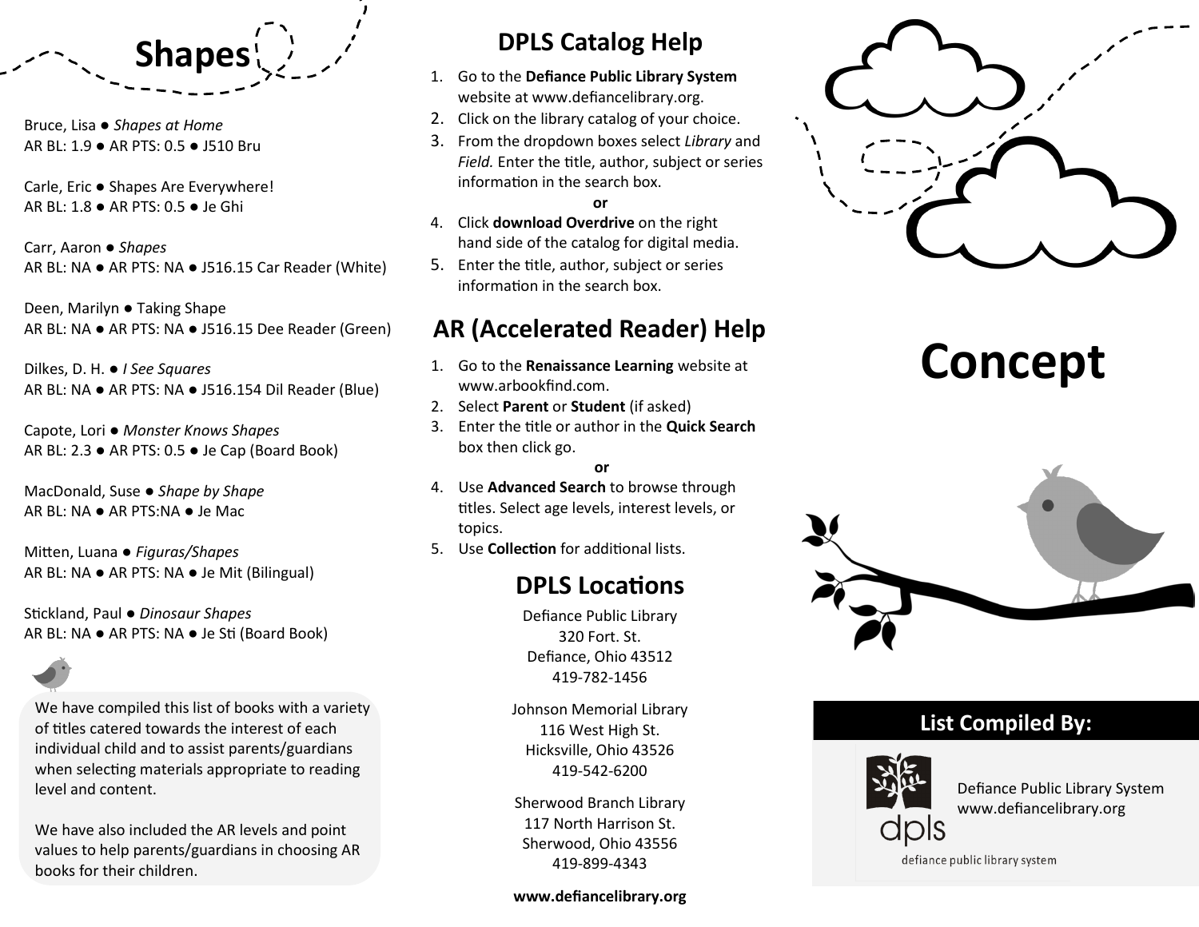## Shapes

Bruce, Lisa ● *Shapes at Home*
AR BL: 1.9 ● AR PTS: 0.5 ● J510 Bru

Carle, Eric ● Shapes Are Everywhere!
AR BL: 1.8 ● AR PTS: 0.5 ● Je Ghi

Carr, Aaron ● *Shapes*
AR BL: NA ● AR PTS: NA ● J516.15 Car Reader (White)

Deen, Marilyn ● Taking Shape
AR BL: NA ● AR PTS: NA ● J516.15 Dee Reader (Green)

Dilkes, D. H. ● *I See Squares*
AR BL: NA ● AR PTS: NA ● J516.154 Dil Reader (Blue)

Capote, Lori ● *Monster Knows Shapes*
AR BL: 2.3 ● AR PTS: 0.5 ● Je Cap (Board Book)

MacDonald, Suse ● *Shape by Shape*
AR BL: NA ● AR PTS:NA ● Je Mac

Mitten, Luana ● *Figuras/Shapes*
AR BL: NA ● AR PTS: NA ● Je Mit (Bilingual)

Stickland, Paul ● *Dinosaur Shapes*
AR BL: NA ● AR PTS: NA ● Je Sti (Board Book)

We have compiled this list of books with a variety of titles catered towards the interest of each individual child and to assist parents/guardians when selecting materials appropriate to reading level and content.

We have also included the AR levels and point values to help parents/guardians in choosing AR books for their children.

## DPLS Catalog Help

1. Go to the **Defiance Public Library System** website at www.defiancelibrary.org.
2. Click on the library catalog of your choice.
3. From the dropdown boxes select *Library* and *Field.* Enter the title, author, subject or series information in the search box.

**or**

4. Click **download Overdrive** on the right hand side of the catalog for digital media.
5. Enter the title, author, subject or series information in the search box.

## AR (Accelerated Reader) Help

1. Go to the **Renaissance Learning** website at www.arbookfind.com.
2. Select **Parent** or **Student** (if asked)
3. Enter the title or author in the **Quick Search** box then click go.

**or**

4. Use **Advanced Search** to browse through titles. Select age levels, interest levels, or topics.
5. Use **Collection** for additional lists.

## DPLS Locations

Defiance Public Library
320 Fort. St.
Defiance, Ohio 43512
419-782-1456

Johnson Memorial Library
116 West High St.
Hicksville, Ohio 43526
419-542-6200

Sherwood Branch Library
117 North Harrison St.
Sherwood, Ohio 43556
419-899-4343

**www.defiancelibrary.org**

# Concept

### List Compiled By:

dpls
defiance public library system

Defiance Public Library System
www.defiancelibrary.org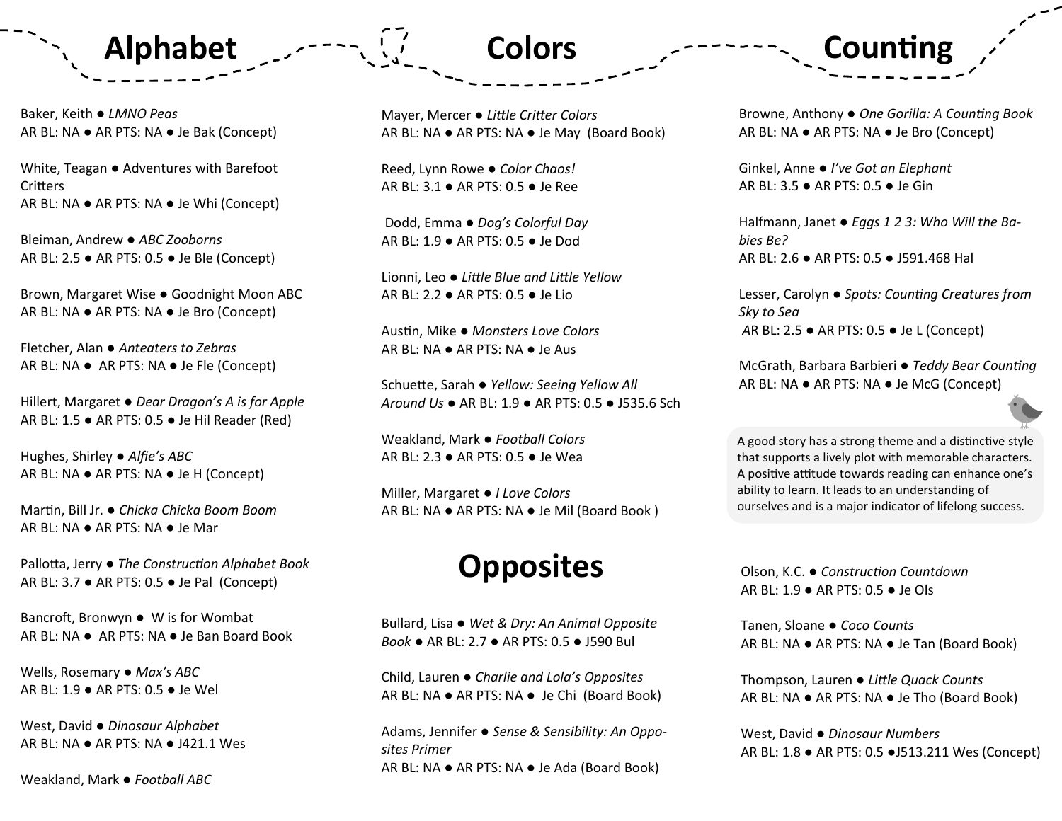## Alphabet

Baker, Keith ● *LMNO Peas*
AR BL: NA ● AR PTS: NA ● Je Bak (Concept)

White, Teagan ● Adventures with Barefoot Critters
AR BL: NA ● AR PTS: NA ● Je Whi (Concept)

Bleiman, Andrew ● *ABC Zooborns*
AR BL: 2.5 ● AR PTS: 0.5 ● Je Ble (Concept)

Brown, Margaret Wise ● Goodnight Moon ABC
AR BL: NA ● AR PTS: NA ● Je Bro (Concept)

Fletcher, Alan ● *Anteaters to Zebras*
AR BL: NA ● AR PTS: NA ● Je Fle (Concept)

Hillert, Margaret ● *Dear Dragon's A is for Apple*
AR BL: 1.5 ● AR PTS: 0.5 ● Je Hil Reader (Red)

Hughes, Shirley ● *Alfie's ABC*
AR BL: NA ● AR PTS: NA ● Je H (Concept)

Martin, Bill Jr. ● *Chicka Chicka Boom Boom*
AR BL: NA ● AR PTS: NA ● Je Mar

Pallotta, Jerry ● *The Construction Alphabet Book*
AR BL: 3.7 ● AR PTS: 0.5 ● Je Pal (Concept)

Bancroft, Bronwyn ● W is for Wombat
AR BL: NA ● AR PTS: NA ● Je Ban Board Book

Wells, Rosemary ● *Max's ABC*
AR BL: 1.9 ● AR PTS: 0.5 ● Je Wel

West, David ● *Dinosaur Alphabet*
AR BL: NA ● AR PTS: NA ● J421.1 Wes

Weakland, Mark ● *Football ABC*

## Colors

Mayer, Mercer ● *Little Critter Colors*
AR BL: NA ● AR PTS: NA ● Je May (Board Book)

Reed, Lynn Rowe ● *Color Chaos!*
AR BL: 3.1 ● AR PTS: 0.5 ● Je Ree

Dodd, Emma ● *Dog's Colorful Day*
AR BL: 1.9 ● AR PTS: 0.5 ● Je Dod

Lionni, Leo ● *Little Blue and Little Yellow*
AR BL: 2.2 ● AR PTS: 0.5 ● Je Lio

Austin, Mike ● *Monsters Love Colors*
AR BL: NA ● AR PTS: NA ● Je Aus

Schuette, Sarah ● *Yellow: Seeing Yellow All Around Us* ● AR BL: 1.9 ● AR PTS: 0.5 ● J535.6 Sch

Weakland, Mark ● *Football Colors*
AR BL: 2.3 ● AR PTS: 0.5 ● Je Wea

Miller, Margaret ● *I Love Colors*
AR BL: NA ● AR PTS: NA ● Je Mil (Board Book )

## Opposites

Bullard, Lisa ● *Wet & Dry: An Animal Opposite Book* ● AR BL: 2.7 ● AR PTS: 0.5 ● J590 Bul

Child, Lauren ● *Charlie and Lola's Opposites*
AR BL: NA ● AR PTS: NA ● Je Chi (Board Book)

Adams, Jennifer ● *Sense & Sensibility: An Opposites Primer*
AR BL: NA ● AR PTS: NA ● Je Ada (Board Book)

## Counting

Browne, Anthony ● *One Gorilla: A Counting Book*
AR BL: NA ● AR PTS: NA ● Je Bro (Concept)

Ginkel, Anne ● *I've Got an Elephant*
AR BL: 3.5 ● AR PTS: 0.5 ● Je Gin

Halfmann, Janet ● *Eggs 1 2 3: Who Will the Babies Be?*
AR BL: 2.6 ● AR PTS: 0.5 ● J591.468 Hal

Lesser, Carolyn ● *Spots: Counting Creatures from Sky to Sea*
AR BL: 2.5 ● AR PTS: 0.5 ● Je L (Concept)

McGrath, Barbara Barbieri ● *Teddy Bear Counting*
AR BL: NA ● AR PTS: NA ● Je McG (Concept)

A good story has a strong theme and a distinctive style that supports a lively plot with memorable characters. A positive attitude towards reading can enhance one's ability to learn. It leads to an understanding of ourselves and is a major indicator of lifelong success.

Olson, K.C. ● *Construction Countdown*
AR BL: 1.9 ● AR PTS: 0.5 ● Je Ols

Tanen, Sloane ● *Coco Counts*
AR BL: NA ● AR PTS: NA ● Je Tan (Board Book)

Thompson, Lauren ● *Little Quack Counts*
AR BL: NA ● AR PTS: NA ● Je Tho (Board Book)

West, David ● *Dinosaur Numbers*
AR BL: 1.8 ● AR PTS: 0.5 ●J513.211 Wes (Concept)